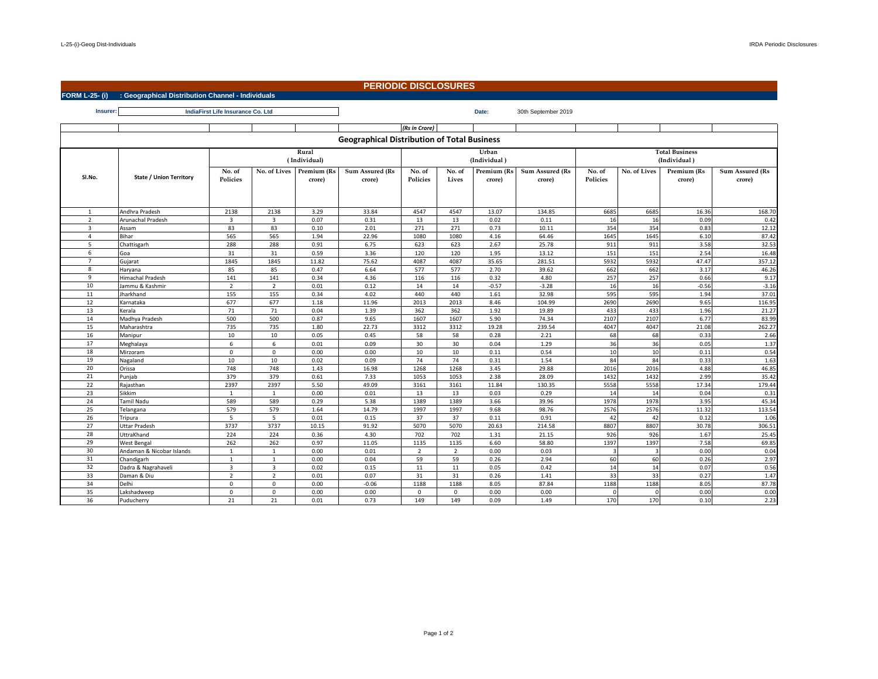# PERIODIC DISCLOSURES

**FORM L-25- (i) : Geographical Distribution Channel - Individuals**

**Insurer:** IndiaFirst Life Insurance Co. Ltd

**Date:** 30th September 2019

*(Rs in Crore)*

## Geographical Distribution of Total Business

| Sl.No. | State / Union Territory | Rural (Individual) | | | | Urban (Individual) | | | | Total Business (Individual) | | | |
|---|---|---|---|---|---|---|---|---|---|---|---|---|---|
| | | No. of Policies | No. of Lives | Premium (Rs crore) | Sum Assured (Rs crore) | No. of Policies | No. of Lives | Premium (Rs crore) | Sum Assured (Rs crore) | No. of Policies | No. of Lives | Premium (Rs crore) | Sum Assured (Rs crore) |
| 1 | Andhra Pradesh | 2138 | 2138 | 3.29 | 33.84 | 4547 | 4547 | 13.07 | 134.85 | 6685 | 6685 | 16.36 | 168.70 |
| 2 | Arunachal Pradesh | 3 | 3 | 0.07 | 0.31 | 13 | 13 | 0.02 | 0.11 | 16 | 16 | 0.09 | 0.42 |
| 3 | Assam | 83 | 83 | 0.10 | 2.01 | 271 | 271 | 0.73 | 10.11 | 354 | 354 | 0.83 | 12.12 |
| 4 | Bihar | 565 | 565 | 1.94 | 22.96 | 1080 | 1080 | 4.16 | 64.46 | 1645 | 1645 | 6.10 | 87.42 |
| 5 | Chattisgarh | 288 | 288 | 0.91 | 6.75 | 623 | 623 | 2.67 | 25.78 | 911 | 911 | 3.58 | 32.53 |
| 6 | Goa | 31 | 31 | 0.59 | 3.36 | 120 | 120 | 1.95 | 13.12 | 151 | 151 | 2.54 | 16.48 |
| 7 | Gujarat | 1845 | 1845 | 11.82 | 75.62 | 4087 | 4087 | 35.65 | 281.51 | 5932 | 5932 | 47.47 | 357.12 |
| 8 | Haryana | 85 | 85 | 0.47 | 6.64 | 577 | 577 | 2.70 | 39.62 | 662 | 662 | 3.17 | 46.26 |
| 9 | Himachal Pradesh | 141 | 141 | 0.34 | 4.36 | 116 | 116 | 0.32 | 4.80 | 257 | 257 | 0.66 | 9.17 |
| 10 | Jammu & Kashmir | 2 | 2 | 0.01 | 0.12 | 14 | 14 | -0.57 | -3.28 | 16 | 16 | -0.56 | -3.16 |
| 11 | Jharkhand | 155 | 155 | 0.34 | 4.02 | 440 | 440 | 1.61 | 32.98 | 595 | 595 | 1.94 | 37.01 |
| 12 | Karnataka | 677 | 677 | 1.18 | 11.96 | 2013 | 2013 | 8.46 | 104.99 | 2690 | 2690 | 9.65 | 116.95 |
| 13 | Kerala | 71 | 71 | 0.04 | 1.39 | 362 | 362 | 1.92 | 19.89 | 433 | 433 | 1.96 | 21.27 |
| 14 | Madhya Pradesh | 500 | 500 | 0.87 | 9.65 | 1607 | 1607 | 5.90 | 74.34 | 2107 | 2107 | 6.77 | 83.99 |
| 15 | Maharashtra | 735 | 735 | 1.80 | 22.73 | 3312 | 3312 | 19.28 | 239.54 | 4047 | 4047 | 21.08 | 262.27 |
| 16 | Manipur | 10 | 10 | 0.05 | 0.45 | 58 | 58 | 0.28 | 2.21 | 68 | 68 | 0.33 | 2.66 |
| 17 | Meghalaya | 6 | 6 | 0.01 | 0.09 | 30 | 30 | 0.04 | 1.29 | 36 | 36 | 0.05 | 1.37 |
| 18 | Mirzoram | 0 | 0 | 0.00 | 0.00 | 10 | 10 | 0.11 | 0.54 | 10 | 10 | 0.11 | 0.54 |
| 19 | Nagaland | 10 | 10 | 0.02 | 0.09 | 74 | 74 | 0.31 | 1.54 | 84 | 84 | 0.33 | 1.63 |
| 20 | Orissa | 748 | 748 | 1.43 | 16.98 | 1268 | 1268 | 3.45 | 29.88 | 2016 | 2016 | 4.88 | 46.85 |
| 21 | Punjab | 379 | 379 | 0.61 | 7.33 | 1053 | 1053 | 2.38 | 28.09 | 1432 | 1432 | 2.99 | 35.42 |
| 22 | Rajasthan | 2397 | 2397 | 5.50 | 49.09 | 3161 | 3161 | 11.84 | 130.35 | 5558 | 5558 | 17.34 | 179.44 |
| 23 | Sikkim | 1 | 1 | 0.00 | 0.01 | 13 | 13 | 0.03 | 0.29 | 14 | 14 | 0.04 | 0.31 |
| 24 | Tamil Nadu | 589 | 589 | 0.29 | 5.38 | 1389 | 1389 | 3.66 | 39.96 | 1978 | 1978 | 3.95 | 45.34 |
| 25 | Telangana | 579 | 579 | 1.64 | 14.79 | 1997 | 1997 | 9.68 | 98.76 | 2576 | 2576 | 11.32 | 113.54 |
| 26 | Tripura | 5 | 5 | 0.01 | 0.15 | 37 | 37 | 0.11 | 0.91 | 42 | 42 | 0.12 | 1.06 |
| 27 | Uttar Pradesh | 3737 | 3737 | 10.15 | 91.92 | 5070 | 5070 | 20.63 | 214.58 | 8807 | 8807 | 30.78 | 306.51 |
| 28 | UttraKhand | 224 | 224 | 0.36 | 4.30 | 702 | 702 | 1.31 | 21.15 | 926 | 926 | 1.67 | 25.45 |
| 29 | West Bengal | 262 | 262 | 0.97 | 11.05 | 1135 | 1135 | 6.60 | 58.80 | 1397 | 1397 | 7.58 | 69.85 |
| 30 | Andaman & Nicobar Islands | 1 | 1 | 0.00 | 0.01 | 2 | 2 | 0.00 | 0.03 | 3 | 3 | 0.00 | 0.04 |
| 31 | Chandigarh | 1 | 1 | 0.00 | 0.04 | 59 | 59 | 0.26 | 2.94 | 60 | 60 | 0.26 | 2.97 |
| 32 | Dadra & Nagrahaveli | 3 | 3 | 0.02 | 0.15 | 11 | 11 | 0.05 | 0.42 | 14 | 14 | 0.07 | 0.56 |
| 33 | Daman & Diu | 2 | 2 | 0.01 | 0.07 | 31 | 31 | 0.26 | 1.41 | 33 | 33 | 0.27 | 1.47 |
| 34 | Delhi | 0 | 0 | 0.00 | -0.06 | 1188 | 1188 | 8.05 | 87.84 | 1188 | 1188 | 8.05 | 87.78 |
| 35 | Lakshadweep | 0 | 0 | 0.00 | 0.00 | 0 | 0 | 0.00 | 0.00 | 0 | 0 | 0.00 | 0.00 |
| 36 | Puducherry | 21 | 21 | 0.01 | 0.73 | 149 | 149 | 0.09 | 1.49 | 170 | 170 | 0.10 | 2.23 |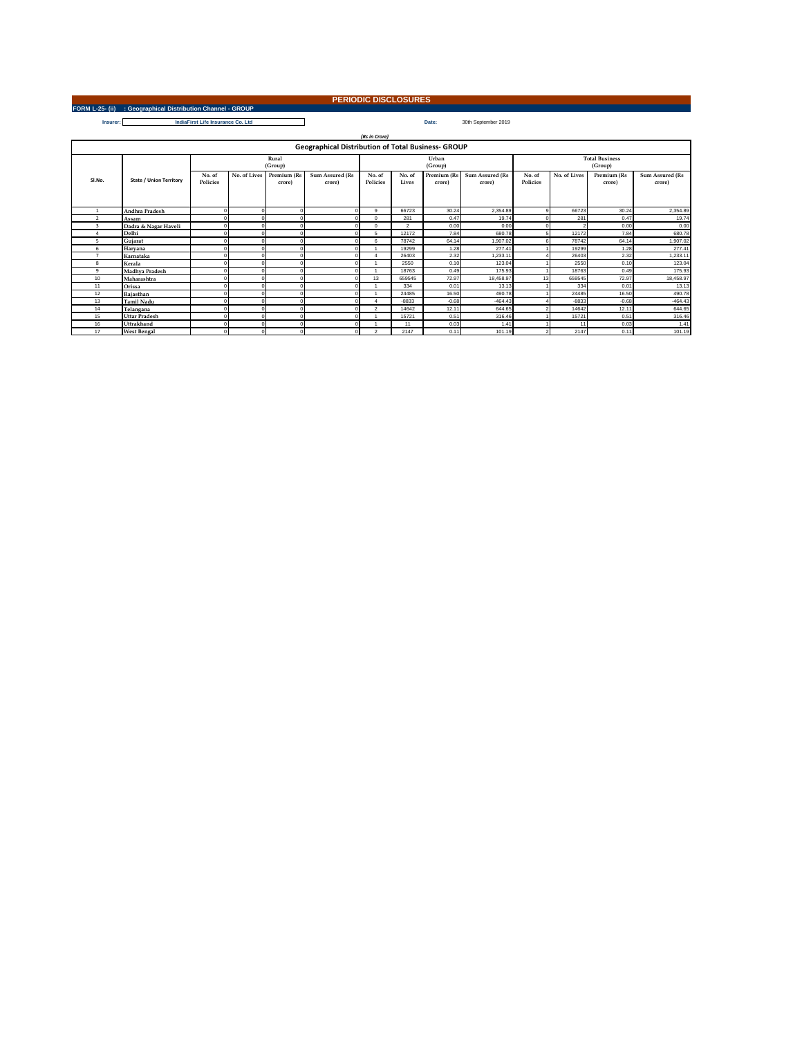# PERIODIC DISCLOSURES

**FORM L-25- (ii) : Geographical Distribution Channel - GROUP**

**Insurer:** IndiaFirst Life Insurance Co. Ltd

**Date:** 30th September 2019

*(Rs in Crore)*

## Geographical Distribution of Total Business- GROUP

| Sl.No. | State / Union Territory | Rural (Group) | | | | Urban (Group) | | | | Total Business (Group) | | | |
|---|---|---|---|---|---|---|---|---|---|---|---|---|---|
| | | No. of Policies | No. of Lives | Premium (Rs crore) | Sum Assured (Rs crore) | No. of Policies | No. of Lives | Premium (Rs crore) | Sum Assured (Rs crore) | No. of Policies | No. of Lives | Premium (Rs crore) | Sum Assured (Rs crore) |
| 1 | Andhra Pradesh | 0 | 0 | 0 | 0 | 9 | 66723 | 30.24 | 2,354.89 | 9 | 66723 | 30.24 | 2,354.89 |
| 2 | Assam | 0 | 0 | 0 | 0 | 0 | 281 | 0.47 | 19.74 | 0 | 281 | 0.47 | 19.74 |
| 3 | Dadra & Nagar Haveli | 0 | 0 | 0 | 0 | 0 | 2 | 0.00 | 0.00 | 0 | 2 | 0.00 | 0.00 |
| 4 | Delhi | 0 | 0 | 0 | 0 | 5 | 12172 | 7.84 | 680.78 | 5 | 12172 | 7.84 | 680.78 |
| 5 | Gujarat | 0 | 0 | 0 | 0 | 6 | 78742 | 64.14 | 1,907.02 | 6 | 78742 | 64.14 | 1,907.02 |
| 6 | Haryana | 0 | 0 | 0 | 0 | 1 | 19299 | 1.28 | 277.41 | 1 | 19299 | 1.28 | 277.41 |
| 7 | Karnataka | 0 | 0 | 0 | 0 | 4 | 26403 | 2.32 | 1,233.11 | 4 | 26403 | 2.32 | 1,233.11 |
| 8 | Kerala | 0 | 0 | 0 | 0 | 1 | 2550 | 0.10 | 123.04 | 1 | 2550 | 0.10 | 123.04 |
| 9 | Madhya Pradesh | 0 | 0 | 0 | 0 | 1 | 18763 | 0.49 | 175.93 | 1 | 18763 | 0.49 | 175.93 |
| 10 | Maharashtra | 0 | 0 | 0 | 0 | 13 | 659545 | 72.97 | 18,458.97 | 13 | 659545 | 72.97 | 18,458.97 |
| 11 | Orissa | 0 | 0 | 0 | 0 | 1 | 334 | 0.01 | 13.13 | 1 | 334 | 0.01 | 13.13 |
| 12 | Rajasthan | 0 | 0 | 0 | 0 | 1 | 24485 | 16.50 | 490.78 | 1 | 24485 | 16.50 | 490.78 |
| 13 | Tamil Nadu | 0 | 0 | 0 | 0 | 4 | -8833 | -0.68 | -464.43 | 4 | -8833 | -0.68 | -464.43 |
| 14 | Telangana | 0 | 0 | 0 | 0 | 2 | 14642 | 12.11 | 644.65 | 2 | 14642 | 12.11 | 644.65 |
| 15 | Uttar Pradesh | 0 | 0 | 0 | 0 | 1 | 15721 | 0.51 | 316.46 | 1 | 15721 | 0.51 | 316.46 |
| 16 | Uttrakhand | 0 | 0 | 0 | 0 | 1 | 11 | 0.03 | 1.41 | 1 | 11 | 0.03 | 1.41 |
| 17 | West Bengal | 0 | 0 | 0 | 0 | 2 | 2147 | 0.11 | 101.19 | 2 | 2147 | 0.11 | 101.19 |